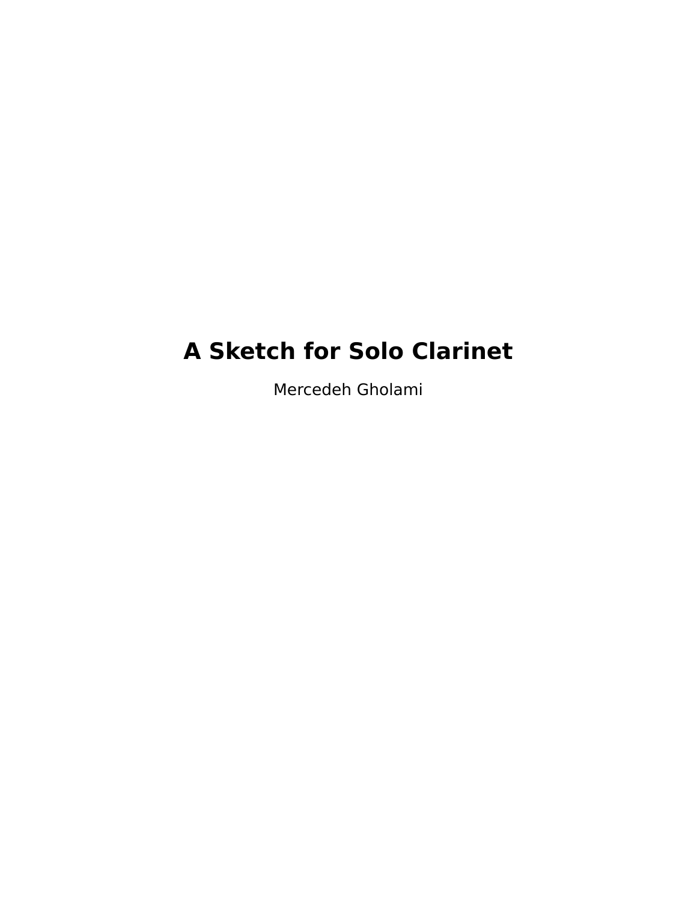# A Sketch for Solo Clarinet

Mercedeh Gholami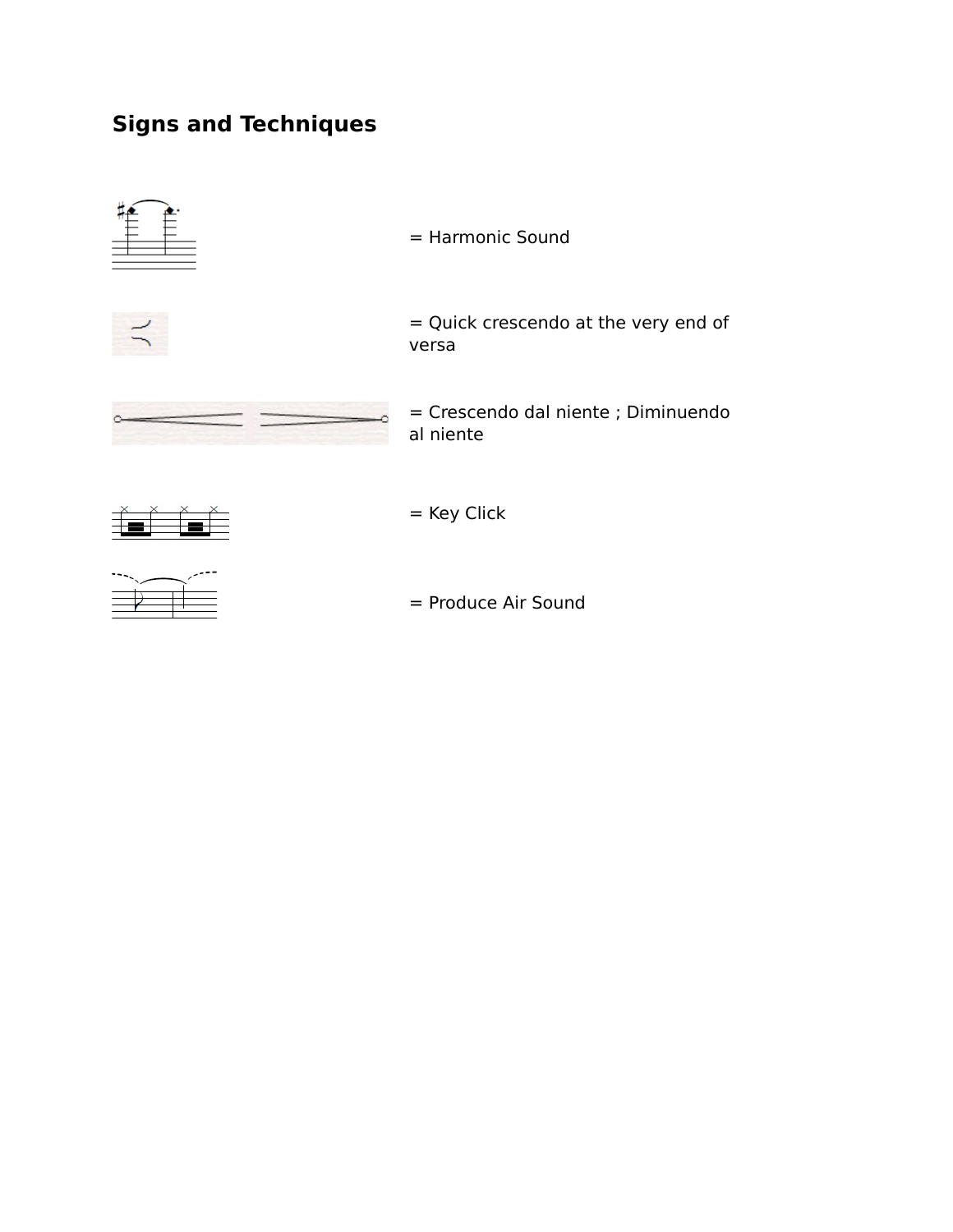## Signs and Techniques

= Harmonic Sound

= Quick crescendo at the very end of versa

= Crescendo dal niente ; Diminuendo al niente

= Key Click

= Produce Air Sound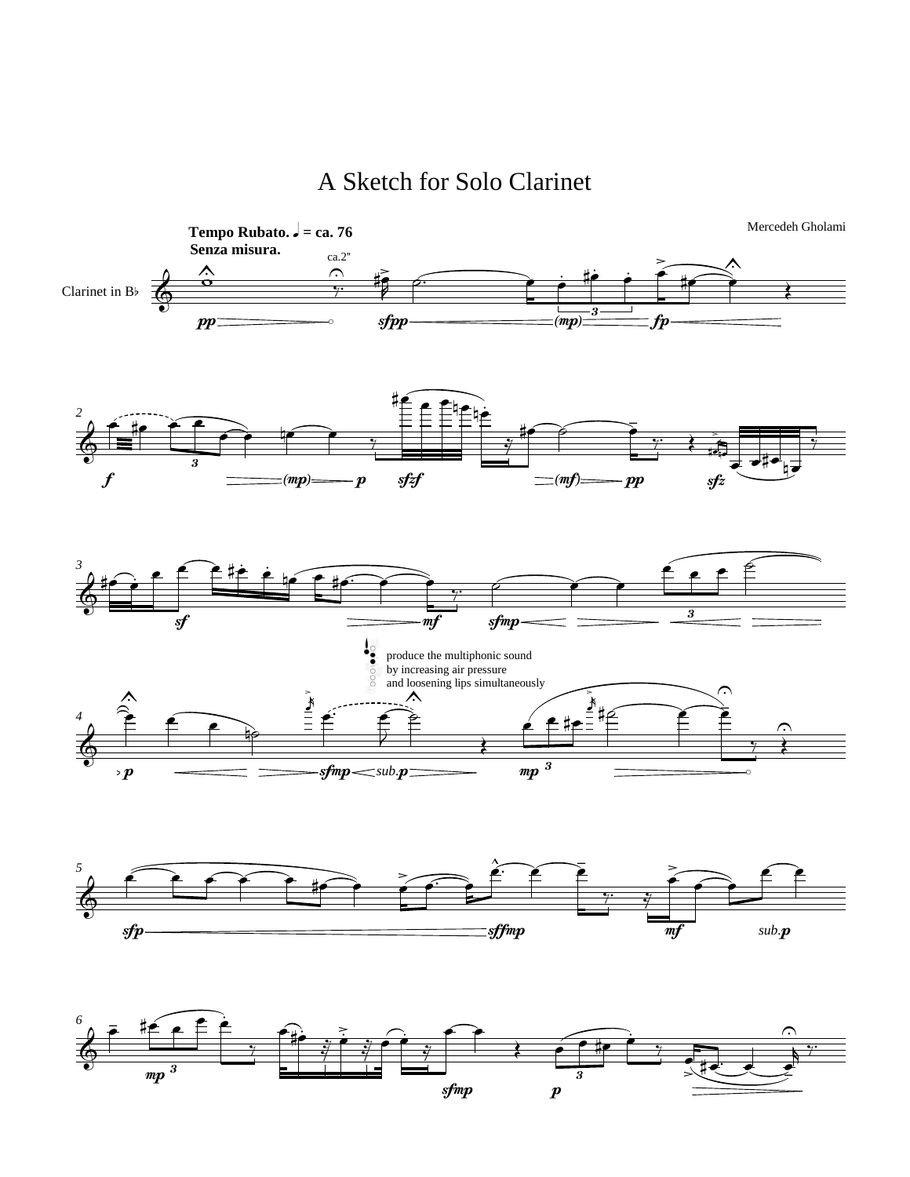# A Sketch for Solo Clarinet

Mercedeh Gholami

**Tempo Rubato. ♩ = ca. 76**
**Senza misura.**

ca.2"

Clarinet in B♭

produce the multiphonic sound
by increasing air pressure
and loosening lips simultaneously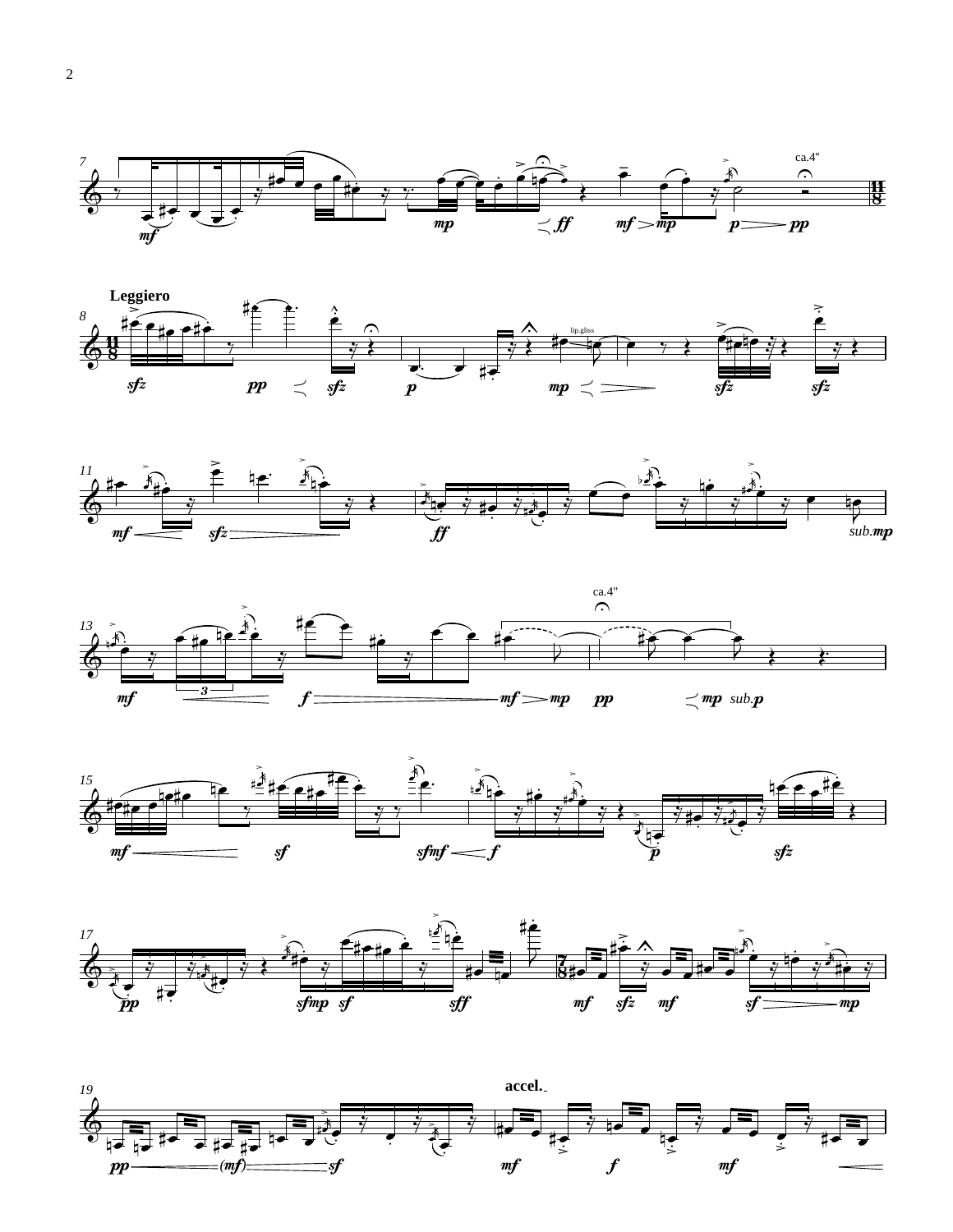ca.4"

**Leggiero**

lip.gliss

sub.*mp*

ca.4"

sub.*p*

**accel.**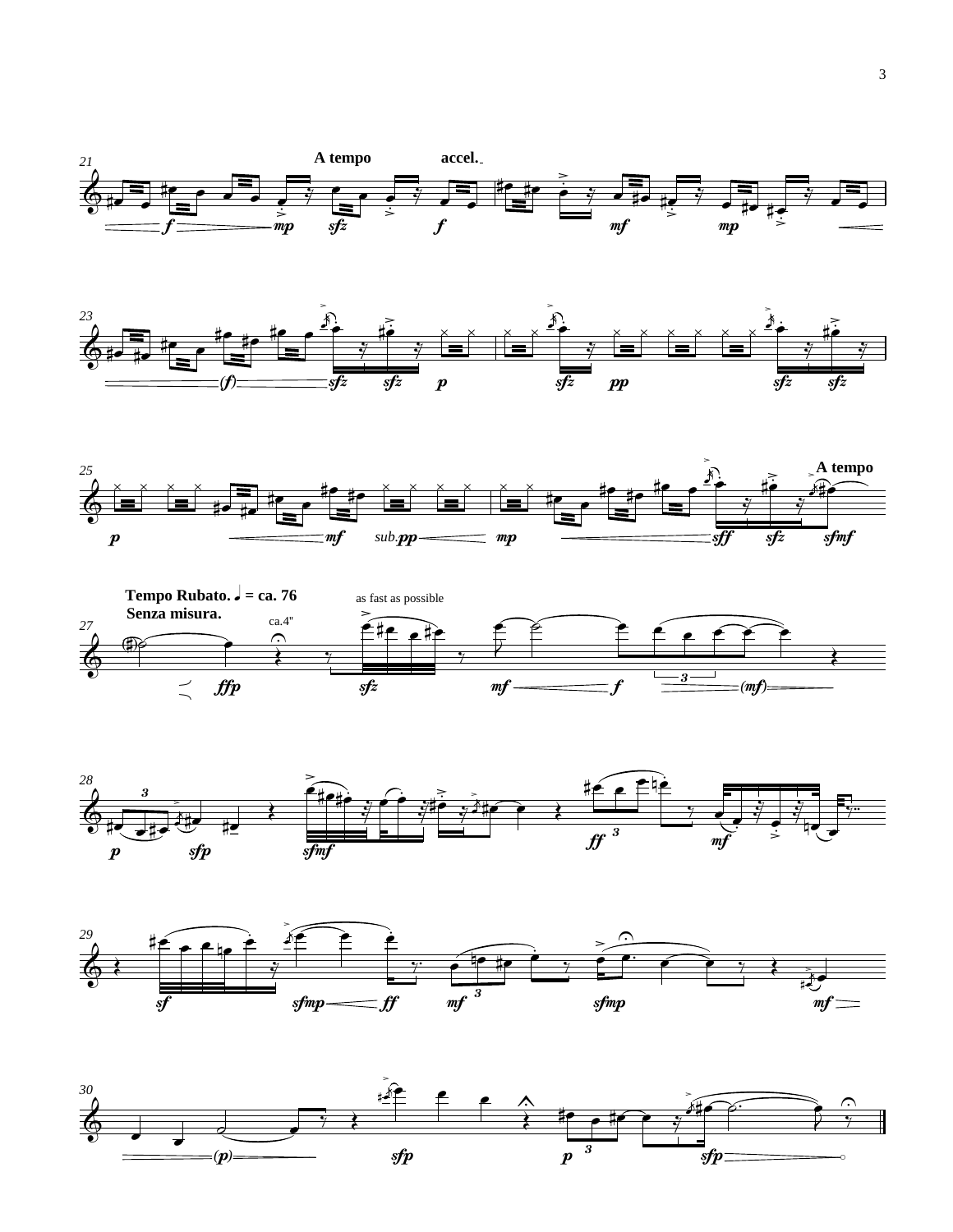A tempo

accel.

A tempo

Tempo Rubato. ♩ = ca. 76

Senza misura.

ca.4"

as fast as possible